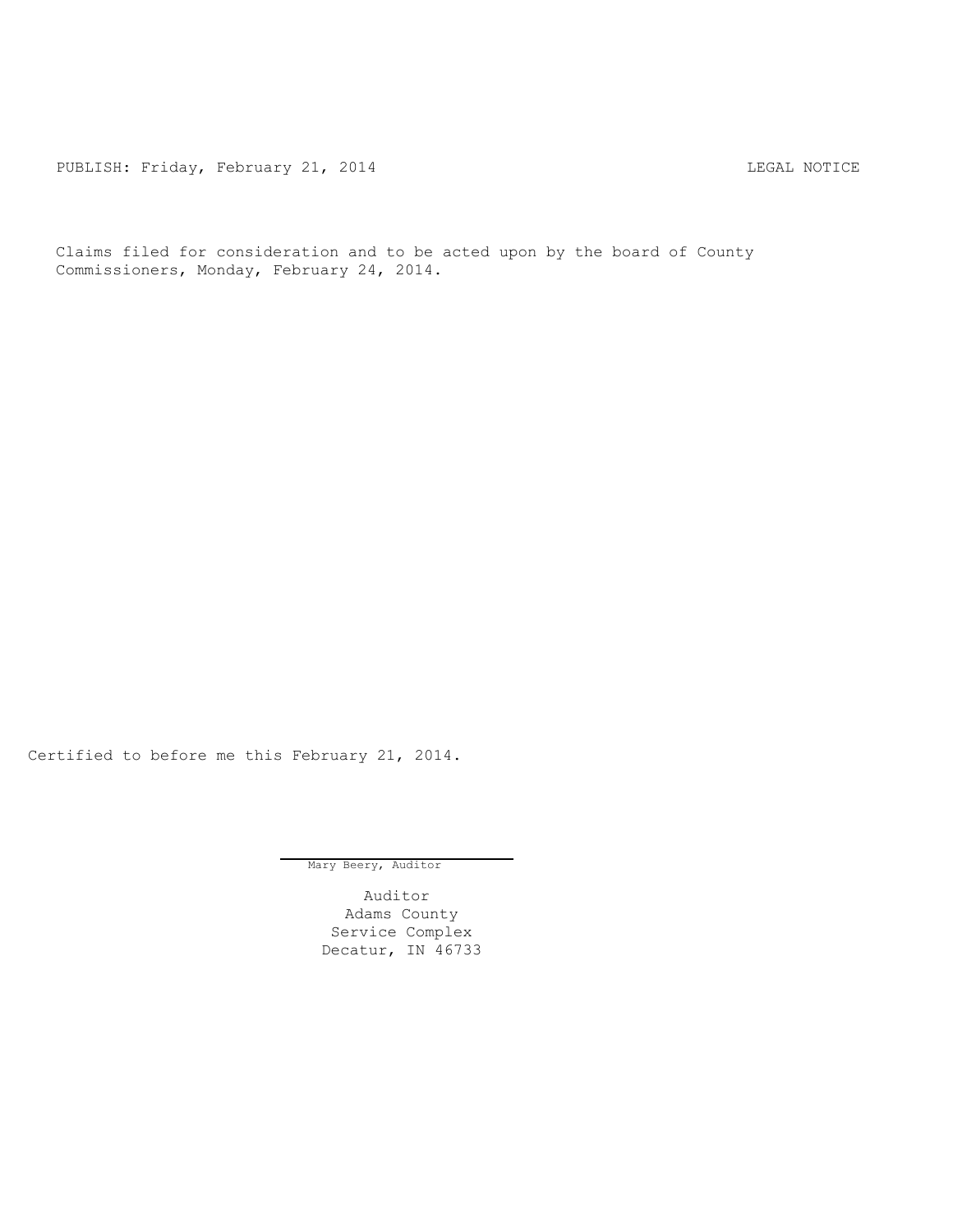PUBLISH: Friday, February 21, 2014 LEGAL NOTICE

Claims filed for consideration and to be acted upon by the board of County Commissioners, Monday, February 24, 2014.

Certified to before me this February 21, 2014.

Mary Beery, Auditor

Auditor
Adams County
Service Complex
Decatur, IN 46733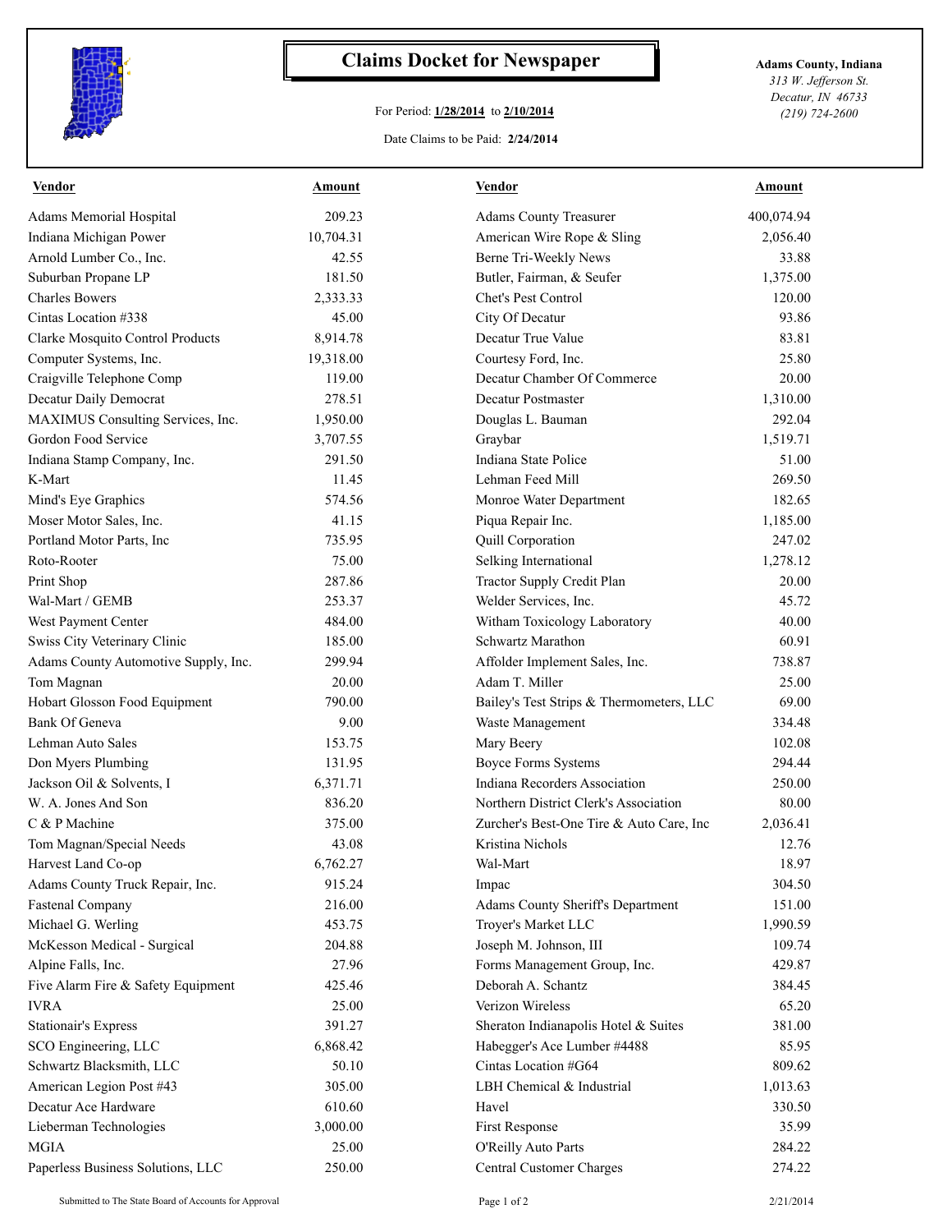# Claims Docket for Newspaper

For Period: **1/28/2014** to **2/10/2014**

Date Claims to be Paid: **2/24/2014**

**Adams County, Indiana**
*313 W. Jefferson St.*
*Decatur, IN 46733*
*(219) 724-2600*

| Vendor | Amount | Vendor | Amount |
|---|---|---|---|
| Adams Memorial Hospital | 209.23 | Adams County Treasurer | 400,074.94 |
| Indiana Michigan Power | 10,704.31 | American Wire Rope & Sling | 2,056.40 |
| Arnold Lumber Co., Inc. | 42.55 | Berne Tri-Weekly News | 33.88 |
| Suburban Propane LP | 181.50 | Butler, Fairman, & Seufer | 1,375.00 |
| Charles Bowers | 2,333.33 | Chet's Pest Control | 120.00 |
| Cintas Location #338 | 45.00 | City Of Decatur | 93.86 |
| Clarke Mosquito Control Products | 8,914.78 | Decatur True Value | 83.81 |
| Computer Systems, Inc. | 19,318.00 | Courtesy Ford, Inc. | 25.80 |
| Craigville Telephone Comp | 119.00 | Decatur Chamber Of Commerce | 20.00 |
| Decatur Daily Democrat | 278.51 | Decatur Postmaster | 1,310.00 |
| MAXIMUS Consulting Services, Inc. | 1,950.00 | Douglas L. Bauman | 292.04 |
| Gordon Food Service | 3,707.55 | Graybar | 1,519.71 |
| Indiana Stamp Company, Inc. | 291.50 | Indiana State Police | 51.00 |
| K-Mart | 11.45 | Lehman Feed Mill | 269.50 |
| Mind's Eye Graphics | 574.56 | Monroe Water Department | 182.65 |
| Moser Motor Sales, Inc. | 41.15 | Piqua Repair Inc. | 1,185.00 |
| Portland Motor Parts, Inc | 735.95 | Quill Corporation | 247.02 |
| Roto-Rooter | 75.00 | Selking International | 1,278.12 |
| Print Shop | 287.86 | Tractor Supply Credit Plan | 20.00 |
| Wal-Mart / GEMB | 253.37 | Welder Services, Inc. | 45.72 |
| West Payment Center | 484.00 | Witham Toxicology Laboratory | 40.00 |
| Swiss City Veterinary Clinic | 185.00 | Schwartz Marathon | 60.91 |
| Adams County Automotive Supply, Inc. | 299.94 | Affolder Implement Sales, Inc. | 738.87 |
| Tom Magnan | 20.00 | Adam T. Miller | 25.00 |
| Hobart Glosson Food Equipment | 790.00 | Bailey's Test Strips & Thermometers, LLC | 69.00 |
| Bank Of Geneva | 9.00 | Waste Management | 334.48 |
| Lehman Auto Sales | 153.75 | Mary Beery | 102.08 |
| Don Myers Plumbing | 131.95 | Boyce Forms Systems | 294.44 |
| Jackson Oil & Solvents, I | 6,371.71 | Indiana Recorders Association | 250.00 |
| W. A. Jones And Son | 836.20 | Northern District Clerk's Association | 80.00 |
| C & P Machine | 375.00 | Zurcher's Best-One Tire & Auto Care, Inc | 2,036.41 |
| Tom Magnan/Special Needs | 43.08 | Kristina Nichols | 12.76 |
| Harvest Land Co-op | 6,762.27 | Wal-Mart | 18.97 |
| Adams County Truck Repair, Inc. | 915.24 | Impac | 304.50 |
| Fastenal Company | 216.00 | Adams County Sheriff's Department | 151.00 |
| Michael G. Werling | 453.75 | Troyer's Market LLC | 1,990.59 |
| McKesson Medical - Surgical | 204.88 | Joseph M. Johnson, III | 109.74 |
| Alpine Falls, Inc. | 27.96 | Forms Management Group, Inc. | 429.87 |
| Five Alarm Fire & Safety Equipment | 425.46 | Deborah A. Schantz | 384.45 |
| IVRA | 25.00 | Verizon Wireless | 65.20 |
| Stationair's Express | 391.27 | Sheraton Indianapolis Hotel & Suites | 381.00 |
| SCO Engineering, LLC | 6,868.42 | Habegger's Ace Lumber #4488 | 85.95 |
| Schwartz Blacksmith, LLC | 50.10 | Cintas Location #G64 | 809.62 |
| American Legion Post #43 | 305.00 | LBH Chemical & Industrial | 1,013.63 |
| Decatur Ace Hardware | 610.60 | Havel | 330.50 |
| Lieberman Technologies | 3,000.00 | First Response | 35.99 |
| MGIA | 25.00 | O'Reilly Auto Parts | 284.22 |
| Paperless Business Solutions, LLC | 250.00 | Central Customer Charges | 274.22 |

Submitted to The State Board of Accounts for Approval

2/21/2014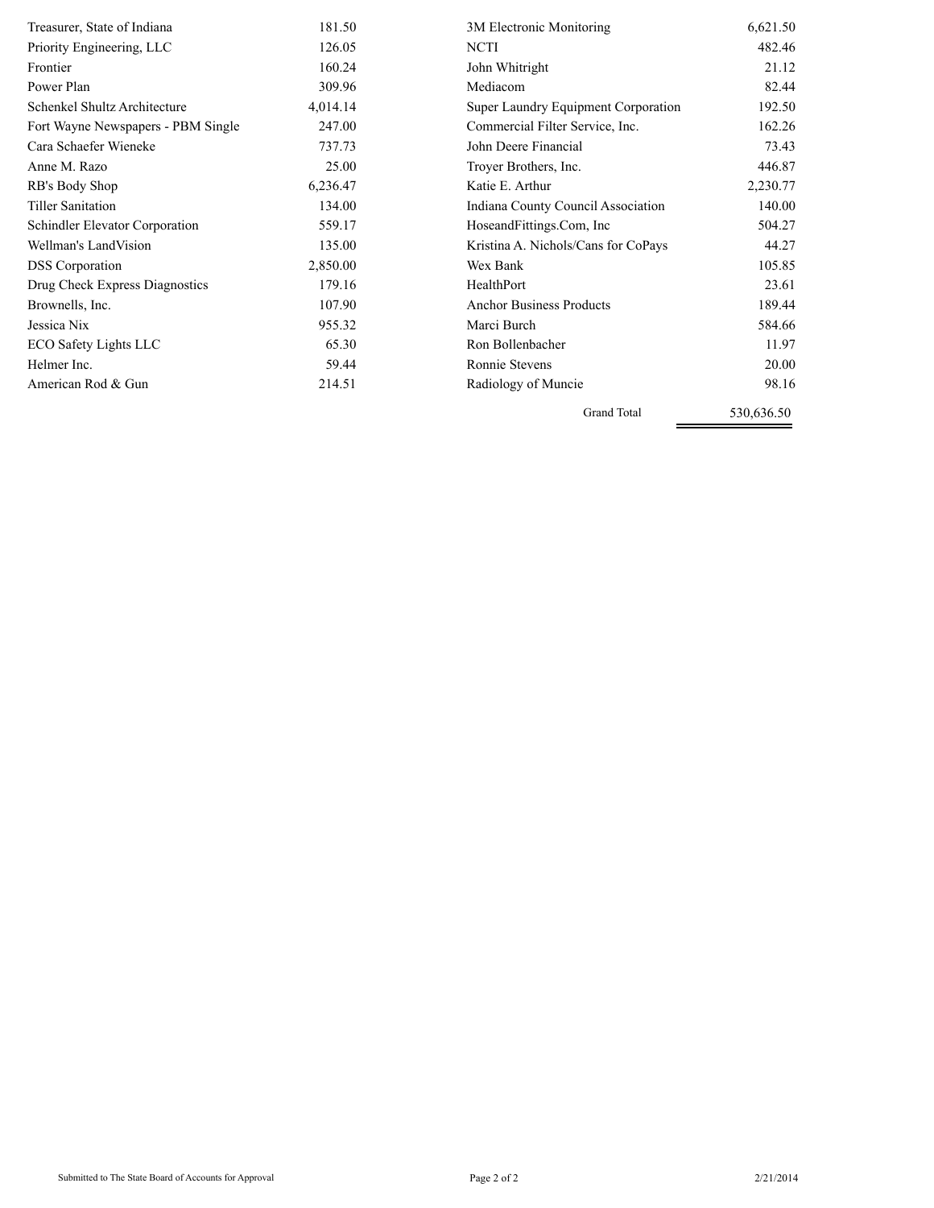| | | | |
|---|---|---|---|
| Treasurer, State of Indiana | 181.50 | 3M Electronic Monitoring | 6,621.50 |
| Priority Engineering, LLC | 126.05 | NCTI | 482.46 |
| Frontier | 160.24 | John Whitright | 21.12 |
| Power Plan | 309.96 | Mediacom | 82.44 |
| Schenkel Shultz Architecture | 4,014.14 | Super Laundry Equipment Corporation | 192.50 |
| Fort Wayne Newspapers - PBM Single | 247.00 | Commercial Filter Service, Inc. | 162.26 |
| Cara Schaefer Wieneke | 737.73 | John Deere Financial | 73.43 |
| Anne M. Razo | 25.00 | Troyer Brothers, Inc. | 446.87 |
| RB's Body Shop | 6,236.47 | Katie E. Arthur | 2,230.77 |
| Tiller Sanitation | 134.00 | Indiana County Council Association | 140.00 |
| Schindler Elevator Corporation | 559.17 | HoseandFittings.Com, Inc | 504.27 |
| Wellman's LandVision | 135.00 | Kristina A. Nichols/Cans for CoPays | 44.27 |
| DSS Corporation | 2,850.00 | Wex Bank | 105.85 |
| Drug Check Express Diagnostics | 179.16 | HealthPort | 23.61 |
| Brownells, Inc. | 107.90 | Anchor Business Products | 189.44 |
| Jessica Nix | 955.32 | Marci Burch | 584.66 |
| ECO Safety Lights LLC | 65.30 | Ron Bollenbacher | 11.97 |
| Helmer Inc. | 59.44 | Ronnie Stevens | 20.00 |
| American Rod & Gun | 214.51 | Radiology of Muncie | 98.16 |
| | | Grand Total | 530,636.50 |

Submitted to The State Board of Accounts for Approval

2/21/2014